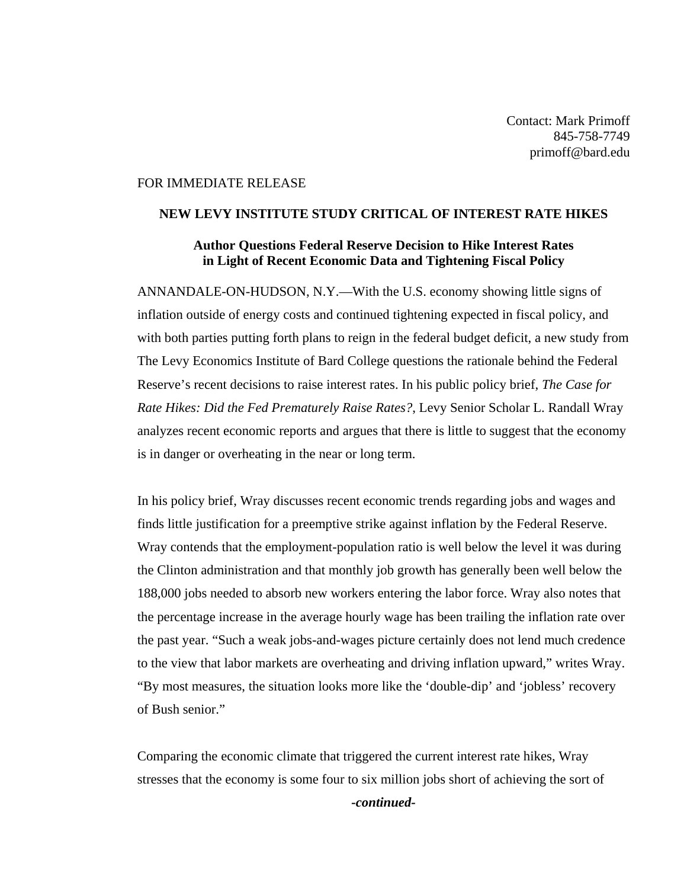Contact: Mark Primoff
845-758-7749
primoff@bard.edu

FOR IMMEDIATE RELEASE

**NEW LEVY INSTITUTE STUDY CRITICAL OF INTEREST RATE HIKES**

**Author Questions Federal Reserve Decision to Hike Interest Rates in Light of Recent Economic Data and Tightening Fiscal Policy**

ANNANDALE-ON-HUDSON, N.Y.—With the U.S. economy showing little signs of inflation outside of energy costs and continued tightening expected in fiscal policy, and with both parties putting forth plans to reign in the federal budget deficit, a new study from The Levy Economics Institute of Bard College questions the rationale behind the Federal Reserve's recent decisions to raise interest rates. In his public policy brief, *The Case for Rate Hikes: Did the Fed Prematurely Raise Rates?*, Levy Senior Scholar L. Randall Wray analyzes recent economic reports and argues that there is little to suggest that the economy is in danger or overheating in the near or long term.

In his policy brief, Wray discusses recent economic trends regarding jobs and wages and finds little justification for a preemptive strike against inflation by the Federal Reserve. Wray contends that the employment-population ratio is well below the level it was during the Clinton administration and that monthly job growth has generally been well below the 188,000 jobs needed to absorb new workers entering the labor force. Wray also notes that the percentage increase in the average hourly wage has been trailing the inflation rate over the past year. "Such a weak jobs-and-wages picture certainly does not lend much credence to the view that labor markets are overheating and driving inflation upward," writes Wray. "By most measures, the situation looks more like the 'double-dip' and 'jobless' recovery of Bush senior."

Comparing the economic climate that triggered the current interest rate hikes, Wray stresses that the economy is some four to six million jobs short of achieving the sort of

***-continued-***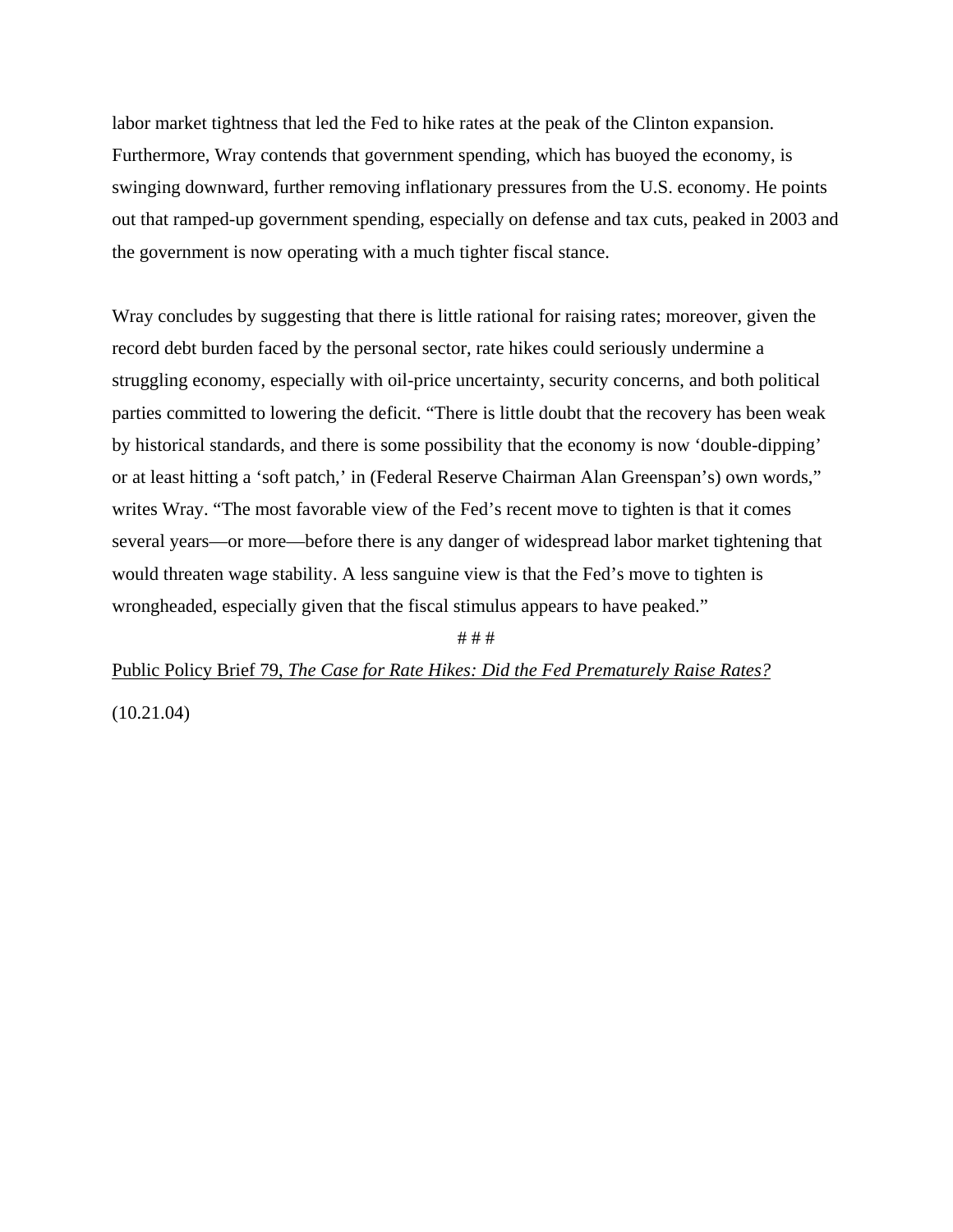labor market tightness that led the Fed to hike rates at the peak of the Clinton expansion. Furthermore, Wray contends that government spending, which has buoyed the economy, is swinging downward, further removing inflationary pressures from the U.S. economy. He points out that ramped-up government spending, especially on defense and tax cuts, peaked in 2003 and the government is now operating with a much tighter fiscal stance.

Wray concludes by suggesting that there is little rational for raising rates; moreover, given the record debt burden faced by the personal sector, rate hikes could seriously undermine a struggling economy, especially with oil-price uncertainty, security concerns, and both political parties committed to lowering the deficit. "There is little doubt that the recovery has been weak by historical standards, and there is some possibility that the economy is now 'double-dipping' or at least hitting a 'soft patch,' in (Federal Reserve Chairman Alan Greenspan's) own words," writes Wray. "The most favorable view of the Fed's recent move to tighten is that it comes several years—or more—before there is any danger of widespread labor market tightening that would threaten wage stability. A less sanguine view is that the Fed's move to tighten is wrongheaded, especially given that the fiscal stimulus appears to have peaked."

# # #

Public Policy Brief 79, *The Case for Rate Hikes: Did the Fed Prematurely Raise Rates?*

(10.21.04)